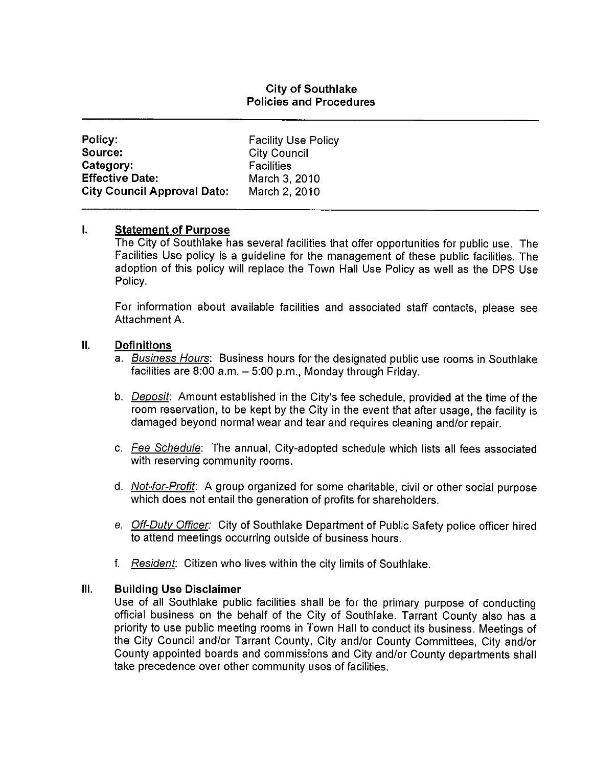**City of Southlake**
**Policies and Procedures**

---

| | |
|---|---|
| **Policy:** | Facility Use Policy |
| **Source:** | City Council |
| **Category:** | Facilities |
| **Effective Date:** | March 3, 2010 |
| **City Council Approval Date:** | March 2, 2010 |

---

## I. Statement of Purpose

The City of Southlake has several facilities that offer opportunities for public use. The Facilities Use policy is a guideline for the management of these public facilities. The adoption of this policy will replace the Town Hall Use Policy as well as the DPS Use Policy.

For information about available facilities and associated staff contacts, please see Attachment A.

## II. Definitions

a. *Business Hours*: Business hours for the designated public use rooms in Southlake facilities are 8:00 a.m. – 5:00 p.m., Monday through Friday.

b. *Deposit*: Amount established in the City's fee schedule, provided at the time of the room reservation, to be kept by the City in the event that after usage, the facility is damaged beyond normal wear and tear and requires cleaning and/or repair.

c. *Fee Schedule*: The annual, City-adopted schedule which lists all fees associated with reserving community rooms.

d. *Not-for-Profit*: A group organized for some charitable, civil or other social purpose which does not entail the generation of profits for shareholders.

e. *Off-Duty Officer*: City of Southlake Department of Public Safety police officer hired to attend meetings occurring outside of business hours.

f. *Resident*: Citizen who lives within the city limits of Southlake.

## III. Building Use Disclaimer

Use of all Southlake public facilities shall be for the primary purpose of conducting official business on the behalf of the City of Southlake. Tarrant County also has a priority to use public meeting rooms in Town Hall to conduct its business. Meetings of the City Council and/or Tarrant County, City and/or County Committees, City and/or County appointed boards and commissions and City and/or County departments shall take precedence over other community uses of facilities.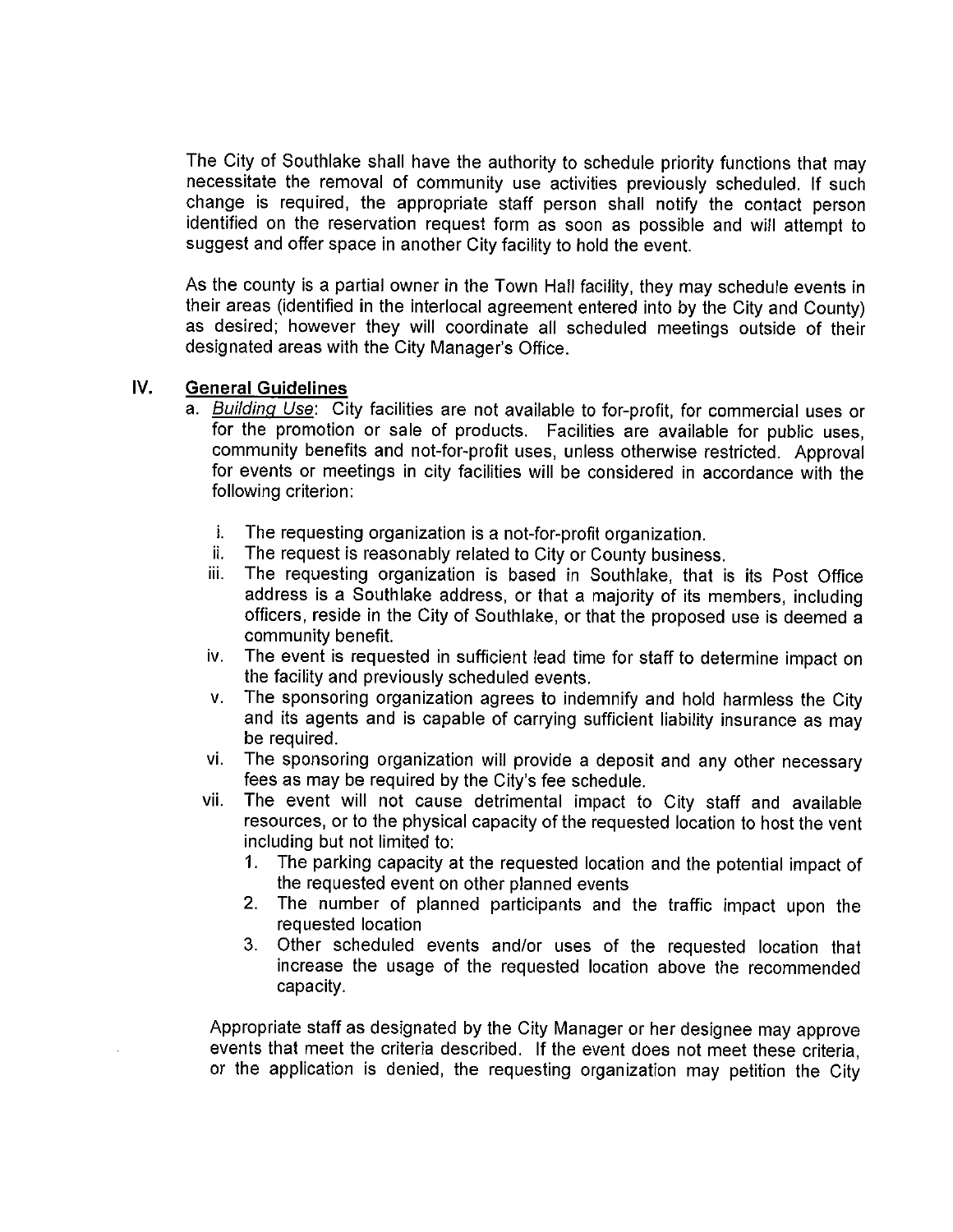The City of Southlake shall have the authority to schedule priority functions that may necessitate the removal of community use activities previously scheduled. If such change is required, the appropriate staff person shall notify the contact person identified on the reservation request form as soon as possible and will attempt to suggest and offer space in another City facility to hold the event.

As the county is a partial owner in the Town Hall facility, they may schedule events in their areas (identified in the interlocal agreement entered into by the City and County) as desired; however they will coordinate all scheduled meetings outside of their designated areas with the City Manager's Office.

## IV. General Guidelines

a. *Building Use*: City facilities are not available to for-profit, for commercial uses or for the promotion or sale of products. Facilities are available for public uses, community benefits and not-for-profit uses, unless otherwise restricted. Approval for events or meetings in city facilities will be considered in accordance with the following criterion:

   i. The requesting organization is a not-for-profit organization.
   ii. The request is reasonably related to City or County business.
   iii. The requesting organization is based in Southlake, that is its Post Office address is a Southlake address, or that a majority of its members, including officers, reside in the City of Southlake, or that the proposed use is deemed a community benefit.
   iv. The event is requested in sufficient lead time for staff to determine impact on the facility and previously scheduled events.
   v. The sponsoring organization agrees to indemnify and hold harmless the City and its agents and is capable of carrying sufficient liability insurance as may be required.
   vi. The sponsoring organization will provide a deposit and any other necessary fees as may be required by the City's fee schedule.
   vii. The event will not cause detrimental impact to City staff and available resources, or to the physical capacity of the requested location to host the vent including but not limited to:
      1. The parking capacity at the requested location and the potential impact of the requested event on other planned events
      2. The number of planned participants and the traffic impact upon the requested location
      3. Other scheduled events and/or uses of the requested location that increase the usage of the requested location above the recommended capacity.

Appropriate staff as designated by the City Manager or her designee may approve events that meet the criteria described. If the event does not meet these criteria, or the application is denied, the requesting organization may petition the City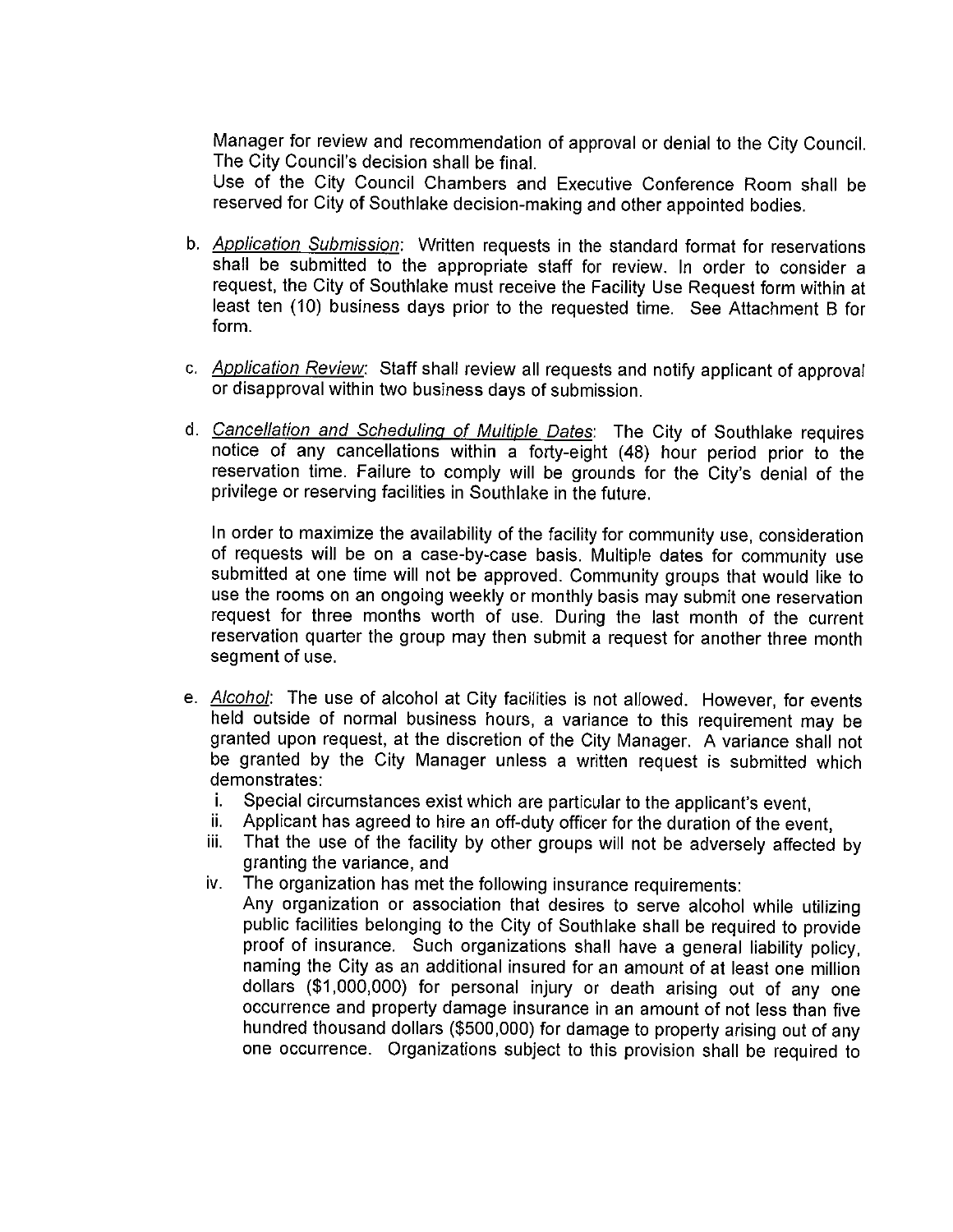Manager for review and recommendation of approval or denial to the City Council. The City Council's decision shall be final.
Use of the City Council Chambers and Executive Conference Room shall be reserved for City of Southlake decision-making and other appointed bodies.

b. *Application Submission*: Written requests in the standard format for reservations shall be submitted to the appropriate staff for review. In order to consider a request, the City of Southlake must receive the Facility Use Request form within at least ten (10) business days prior to the requested time. See Attachment B for form.

c. *Application Review*: Staff shall review all requests and notify applicant of approval or disapproval within two business days of submission.

d. *Cancellation and Scheduling of Multiple Dates*: The City of Southlake requires notice of any cancellations within a forty-eight (48) hour period prior to the reservation time. Failure to comply will be grounds for the City's denial of the privilege or reserving facilities in Southlake in the future.

   In order to maximize the availability of the facility for community use, consideration of requests will be on a case-by-case basis. Multiple dates for community use submitted at one time will not be approved. Community groups that would like to use the rooms on an ongoing weekly or monthly basis may submit one reservation request for three months worth of use. During the last month of the current reservation quarter the group may then submit a request for another three month segment of use.

e. *Alcohol*: The use of alcohol at City facilities is not allowed. However, for events held outside of normal business hours, a variance to this requirement may be granted upon request, at the discretion of the City Manager. A variance shall not be granted by the City Manager unless a written request is submitted which demonstrates:
   i. Special circumstances exist which are particular to the applicant's event,
   ii. Applicant has agreed to hire an off-duty officer for the duration of the event,
   iii. That the use of the facility by other groups will not be adversely affected by granting the variance, and
   iv. The organization has met the following insurance requirements:
   Any organization or association that desires to serve alcohol while utilizing public facilities belonging to the City of Southlake shall be required to provide proof of insurance. Such organizations shall have a general liability policy, naming the City as an additional insured for an amount of at least one million dollars ($1,000,000) for personal injury or death arising out of any one occurrence and property damage insurance in an amount of not less than five hundred thousand dollars ($500,000) for damage to property arising out of any one occurrence. Organizations subject to this provision shall be required to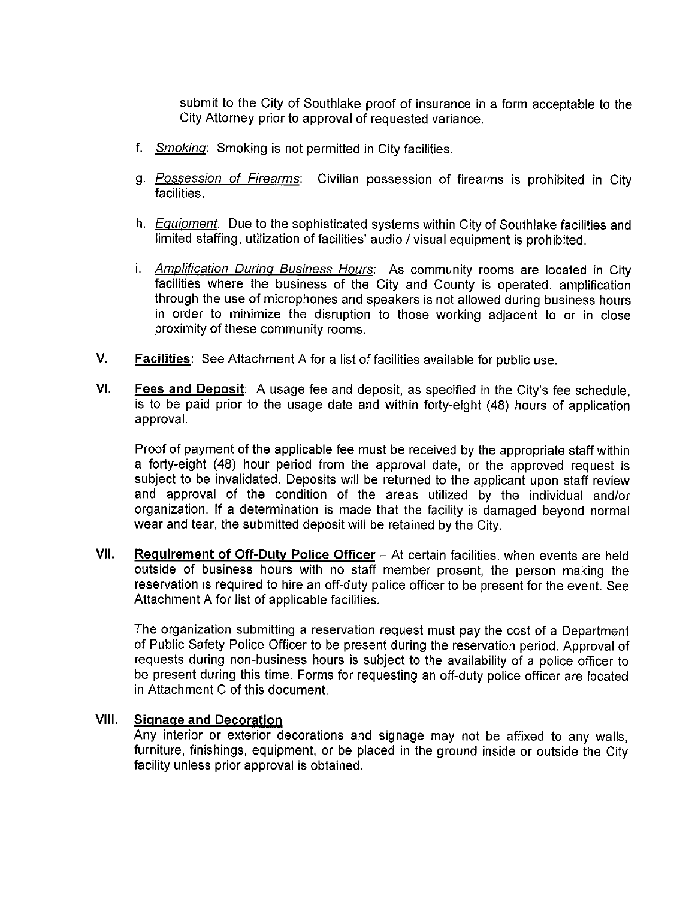submit to the City of Southlake proof of insurance in a form acceptable to the City Attorney prior to approval of requested variance.

f. *Smoking*: Smoking is not permitted in City facilities.

g. *Possession of Firearms*: Civilian possession of firearms is prohibited in City facilities.

h. *Equipment*: Due to the sophisticated systems within City of Southlake facilities and limited staffing, utilization of facilities' audio / visual equipment is prohibited.

i. *Amplification During Business Hours*: As community rooms are located in City facilities where the business of the City and County is operated, amplification through the use of microphones and speakers is not allowed during business hours in order to minimize the disruption to those working adjacent to or in close proximity of these community rooms.

V. **Facilities**: See Attachment A for a list of facilities available for public use.

VI. **Fees and Deposit**: A usage fee and deposit, as specified in the City's fee schedule, is to be paid prior to the usage date and within forty-eight (48) hours of application approval.

Proof of payment of the applicable fee must be received by the appropriate staff within a forty-eight (48) hour period from the approval date, or the approved request is subject to be invalidated. Deposits will be returned to the applicant upon staff review and approval of the condition of the areas utilized by the individual and/or organization. If a determination is made that the facility is damaged beyond normal wear and tear, the submitted deposit will be retained by the City.

VII. **Requirement of Off-Duty Police Officer** – At certain facilities, when events are held outside of business hours with no staff member present, the person making the reservation is required to hire an off-duty police officer to be present for the event. See Attachment A for list of applicable facilities.

The organization submitting a reservation request must pay the cost of a Department of Public Safety Police Officer to be present during the reservation period. Approval of requests during non-business hours is subject to the availability of a police officer to be present during this time. Forms for requesting an off-duty police officer are located in Attachment C of this document.

VIII. **Signage and Decoration**

Any interior or exterior decorations and signage may not be affixed to any walls, furniture, finishings, equipment, or be placed in the ground inside or outside the City facility unless prior approval is obtained.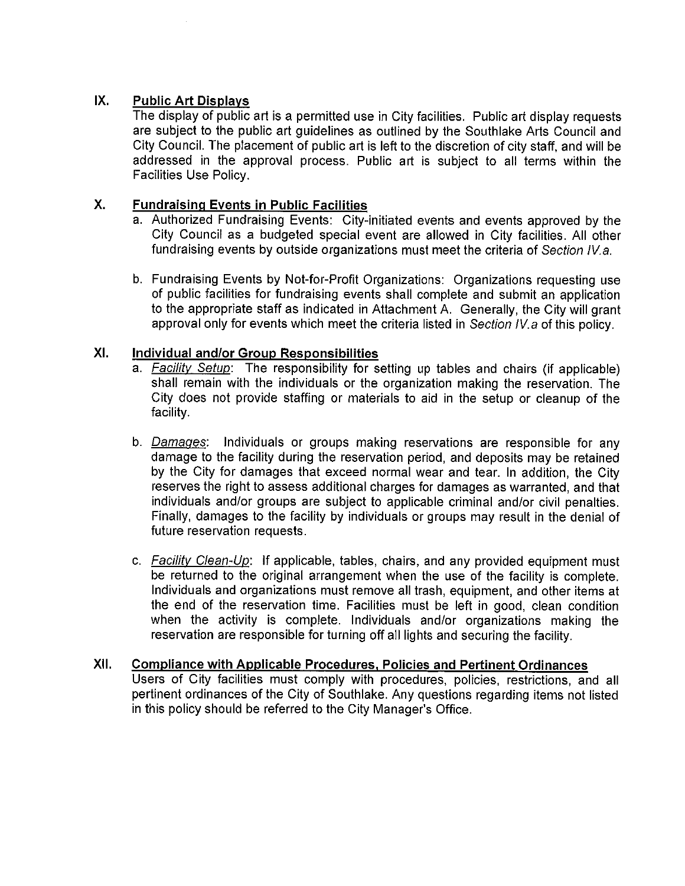## IX. Public Art Displays

The display of public art is a permitted use in City facilities. Public art display requests are subject to the public art guidelines as outlined by the Southlake Arts Council and City Council. The placement of public art is left to the discretion of city staff, and will be addressed in the approval process. Public art is subject to all terms within the Facilities Use Policy.

## X. Fundraising Events in Public Facilities

a. Authorized Fundraising Events: City-initiated events and events approved by the City Council as a budgeted special event are allowed in City facilities. All other fundraising events by outside organizations must meet the criteria of *Section IV.a.*

b. Fundraising Events by Not-for-Profit Organizations: Organizations requesting use of public facilities for fundraising events shall complete and submit an application to the appropriate staff as indicated in Attachment A. Generally, the City will grant approval only for events which meet the criteria listed in *Section IV.a* of this policy.

## XI. Individual and/or Group Responsibilities

a. *Facility Setup*: The responsibility for setting up tables and chairs (if applicable) shall remain with the individuals or the organization making the reservation. The City does not provide staffing or materials to aid in the setup or cleanup of the facility.

b. *Damages*: Individuals or groups making reservations are responsible for any damage to the facility during the reservation period, and deposits may be retained by the City for damages that exceed normal wear and tear. In addition, the City reserves the right to assess additional charges for damages as warranted, and that individuals and/or groups are subject to applicable criminal and/or civil penalties. Finally, damages to the facility by individuals or groups may result in the denial of future reservation requests.

c. *Facility Clean-Up*: If applicable, tables, chairs, and any provided equipment must be returned to the original arrangement when the use of the facility is complete. Individuals and organizations must remove all trash, equipment, and other items at the end of the reservation time. Facilities must be left in good, clean condition when the activity is complete. Individuals and/or organizations making the reservation are responsible for turning off all lights and securing the facility.

## XII. Compliance with Applicable Procedures, Policies and Pertinent Ordinances

Users of City facilities must comply with procedures, policies, restrictions, and all pertinent ordinances of the City of Southlake. Any questions regarding items not listed in this policy should be referred to the City Manager's Office.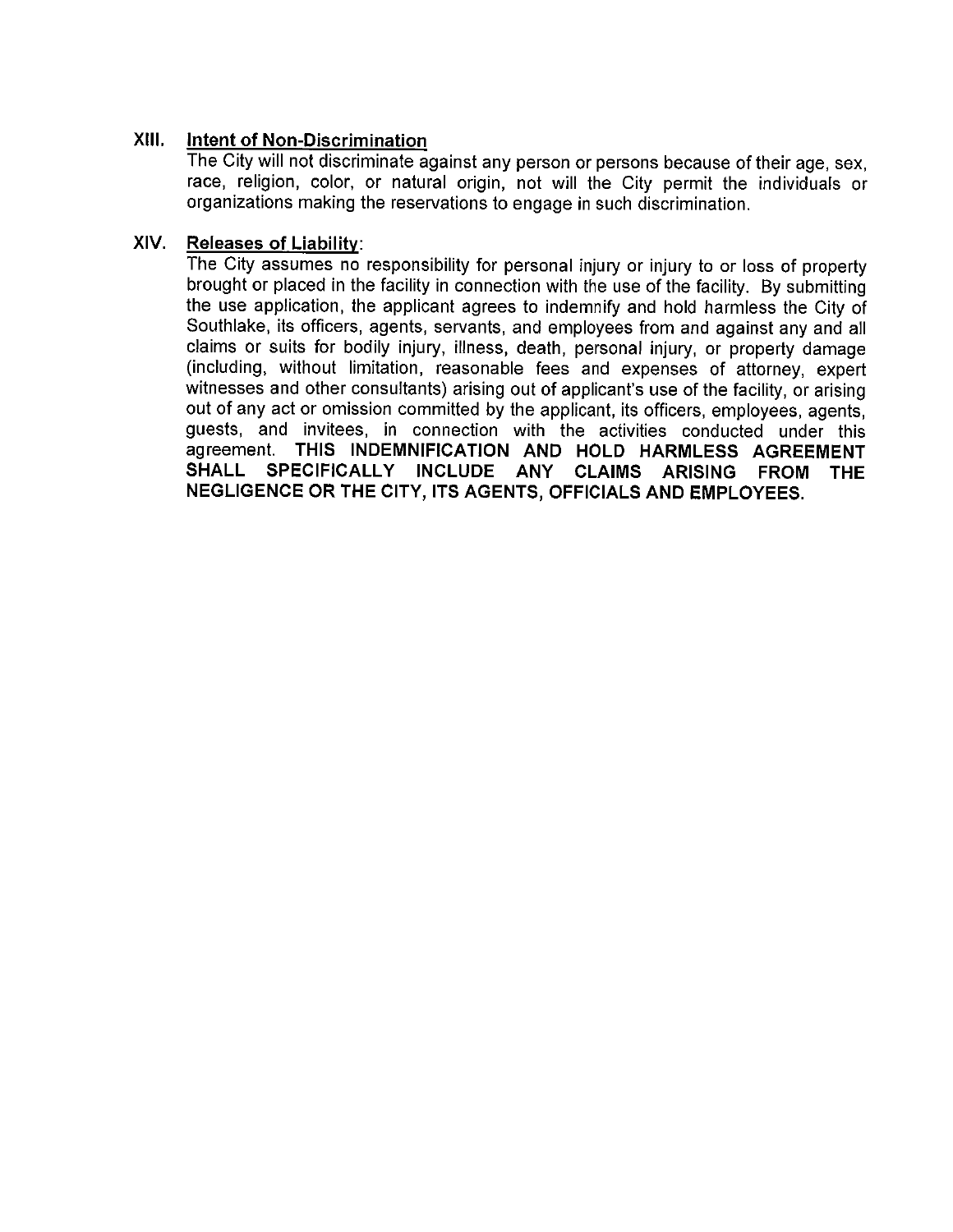## XIII. Intent of Non-Discrimination

The City will not discriminate against any person or persons because of their age, sex, race, religion, color, or natural origin, not will the City permit the individuals or organizations making the reservations to engage in such discrimination.

## XIV. Releases of Liability:

The City assumes no responsibility for personal injury or injury to or loss of property brought or placed in the facility in connection with the use of the facility. By submitting the use application, the applicant agrees to indemnify and hold harmless the City of Southlake, its officers, agents, servants, and employees from and against any and all claims or suits for bodily injury, illness, death, personal injury, or property damage (including, without limitation, reasonable fees and expenses of attorney, expert witnesses and other consultants) arising out of applicant's use of the facility, or arising out of any act or omission committed by the applicant, its officers, employees, agents, guests, and invitees, in connection with the activities conducted under this agreement. **THIS INDEMNIFICATION AND HOLD HARMLESS AGREEMENT SHALL SPECIFICALLY INCLUDE ANY CLAIMS ARISING FROM THE NEGLIGENCE OR THE CITY, ITS AGENTS, OFFICIALS AND EMPLOYEES.**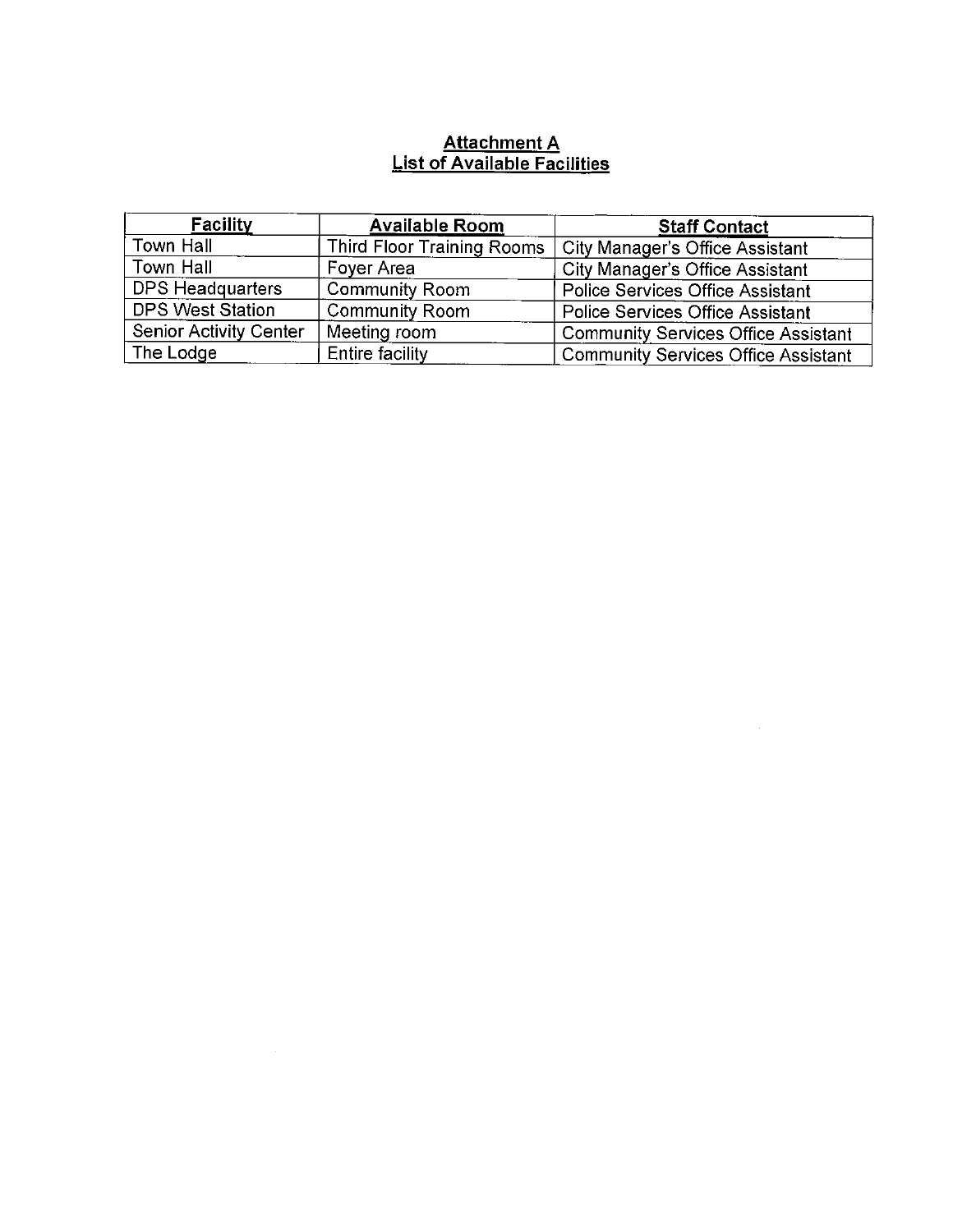# Attachment A
## List of Available Facilities

| Facility | Available Room | Staff Contact |
| --- | --- | --- |
| Town Hall | Third Floor Training Rooms | City Manager's Office Assistant |
| Town Hall | Foyer Area | City Manager's Office Assistant |
| DPS Headquarters | Community Room | Police Services Office Assistant |
| DPS West Station | Community Room | Police Services Office Assistant |
| Senior Activity Center | Meeting room | Community Services Office Assistant |
| The Lodge | Entire facility | Community Services Office Assistant |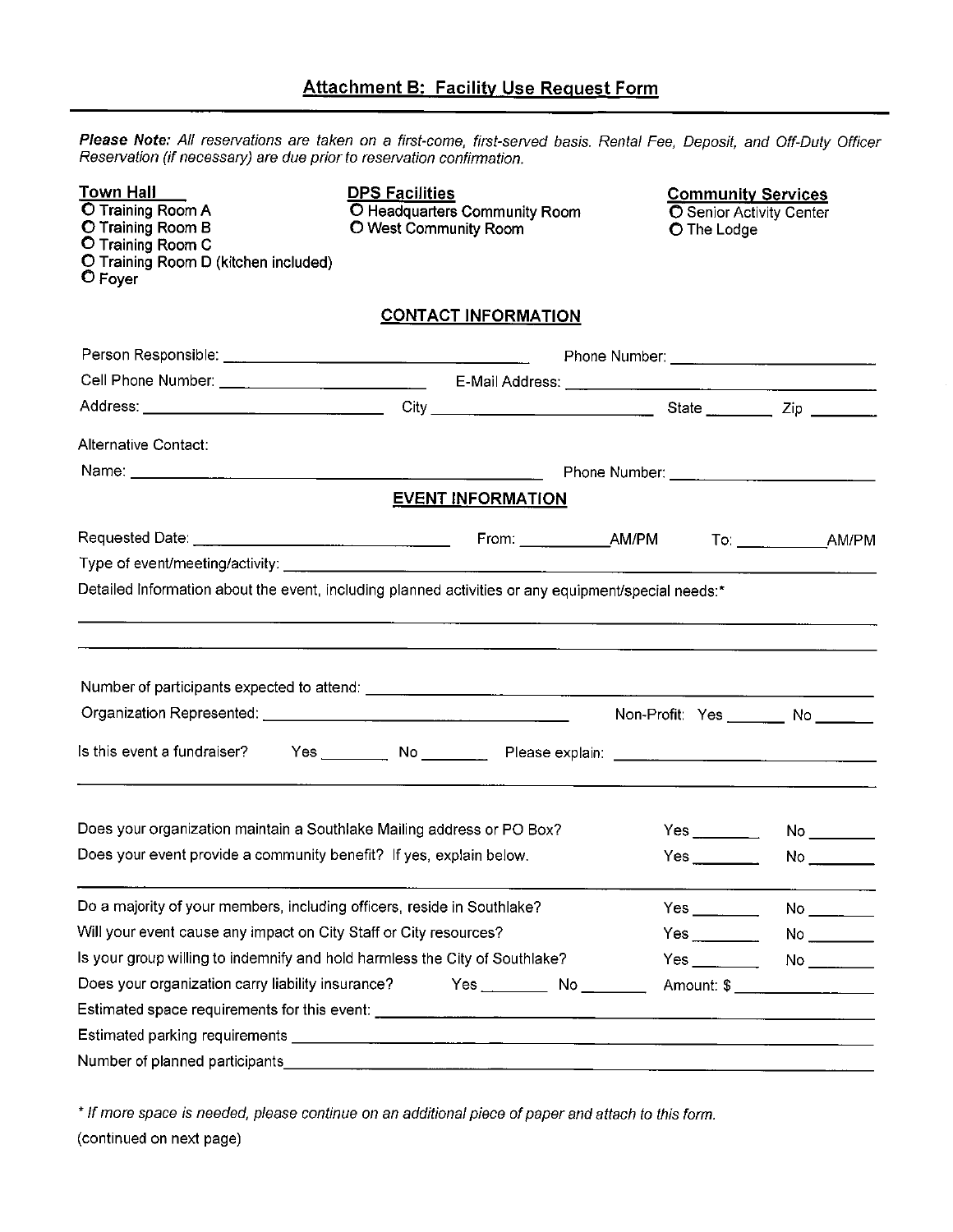## Attachment B: Facility Use Request Form

***Please Note:*** *All reservations are taken on a first-come, first-served basis. Rental Fee, Deposit, and Off-Duty Officer Reservation (if necessary) are due prior to reservation confirmation.*

**Town Hall**
- O Training Room A
- O Training Room B
- O Training Room C
- O Training Room D (kitchen included)
- O Foyer

**DPS Facilities**
- O Headquarters Community Room
- O West Community Room

**Community Services**
- O Senior Activity Center
- O The Lodge

### CONTACT INFORMATION

Person Responsible: ______________________________ Phone Number: ______________________

Cell Phone Number: ______________________ E-Mail Address: ______________________________

Address: __________________________ City ______________________ State _______ Zip _______

Alternative Contact:

Name: ______________________________________________ Phone Number: ______________________

### EVENT INFORMATION

Requested Date: ___________________________ From: __________AM/PM To: __________AM/PM

Type of event/meeting/activity: ______________________________________________________________

Detailed Information about the event, including planned activities or any equipment/special needs:*

______________________________________________________________________________________

______________________________________________________________________________________

Number of participants expected to attend: _____________________________________________________

Organization Represented: ________________________________ Non-Profit: Yes _______ No _______

Is this event a fundraiser? Yes ________ No ________ Please explain: ______________________________

______________________________________________________________________________________

Does your organization maintain a Southlake Mailing address or PO Box? Yes ________ No ________

Does your event provide a community benefit? If yes, explain below. Yes ________ No ________

______________________________________________________________________________________

Do a majority of your members, including officers, reside in Southlake? Yes ________ No ________

Will your event cause any impact on City Staff or City resources? Yes ________ No ________

Is your group willing to indemnify and hold harmless the City of Southlake? Yes ________ No ________

Does your organization carry liability insurance? Yes ________ No ________ Amount: $ ______________

Estimated space requirements for this event: ___________________________________________________

Estimated parking requirements _____________________________________________________________

Number of planned participants______________________________________________________________

*\* If more space is needed, please continue on an additional piece of paper and attach to this form.*

(continued on next page)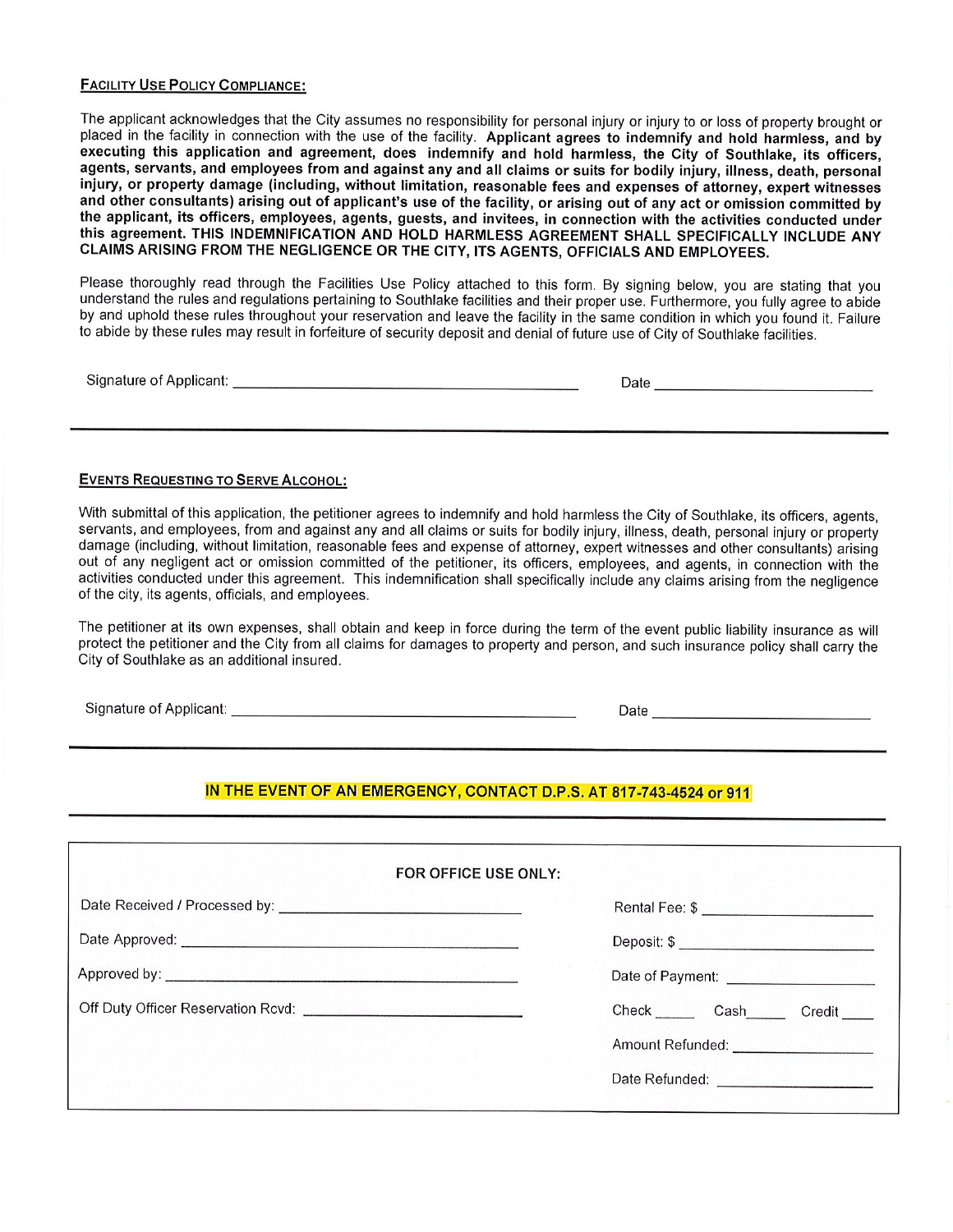## FACILITY USE POLICY COMPLIANCE:

The applicant acknowledges that the City assumes no responsibility for personal injury or injury to or loss of property brought or placed in the facility in connection with the use of the facility. **Applicant agrees to indemnify and hold harmless, and by executing this application and agreement, does indemnify and hold harmless, the City of Southlake, its officers, agents, servants, and employees from and against any and all claims or suits for bodily injury, illness, death, personal injury, or property damage (including, without limitation, reasonable fees and expenses of attorney, expert witnesses and other consultants) arising out of applicant's use of the facility, or arising out of any act or omission committed by the applicant, its officers, employees, agents, guests, and invitees, in connection with the activities conducted under this agreement. THIS INDEMNIFICATION AND HOLD HARMLESS AGREEMENT SHALL SPECIFICALLY INCLUDE ANY CLAIMS ARISING FROM THE NEGLIGENCE OR THE CITY, ITS AGENTS, OFFICIALS AND EMPLOYEES.**

Please thoroughly read through the Facilities Use Policy attached to this form. By signing below, you are stating that you understand the rules and regulations pertaining to Southlake facilities and their proper use. Furthermore, you fully agree to abide by and uphold these rules throughout your reservation and leave the facility in the same condition in which you found it. Failure to abide by these rules may result in forfeiture of security deposit and denial of future use of City of Southlake facilities.

Signature of Applicant: ______________________________ Date ____________________

---

## EVENTS REQUESTING TO SERVE ALCOHOL:

With submittal of this application, the petitioner agrees to indemnify and hold harmless the City of Southlake, its officers, agents, servants, and employees, from and against any and all claims or suits for bodily injury, illness, death, personal injury or property damage (including, without limitation, reasonable fees and expense of attorney, expert witnesses and other consultants) arising out of any negligent act or omission committed of the petitioner, its officers, employees, and agents, in connection with the activities conducted under this agreement. This indemnification shall specifically include any claims arising from the negligence of the city, its agents, officials, and employees.

The petitioner at its own expenses, shall obtain and keep in force during the term of the event public liability insurance as will protect the petitioner and the City from all claims for damages to property and person, and such insurance policy shall carry the City of Southlake as an additional insured.

Signature of Applicant: ______________________________ Date ____________________

---

**IN THE EVENT OF AN EMERGENCY, CONTACT D.P.S. AT 817-743-4524 or 911**

---

**FOR OFFICE USE ONLY:**

| | |
|---|---|
| Date Received / Processed by: ____________________ | Rental Fee: $ ______________ |
| Date Approved: ____________________ | Deposit: $ ______________ |
| Approved by: ____________________ | Date of Payment: ______________ |
| Off Duty Officer Reservation Rcvd: ____________________ | Check _____ Cash_____ Credit ____ |
| | Amount Refunded: ______________ |
| | Date Refunded: ______________ |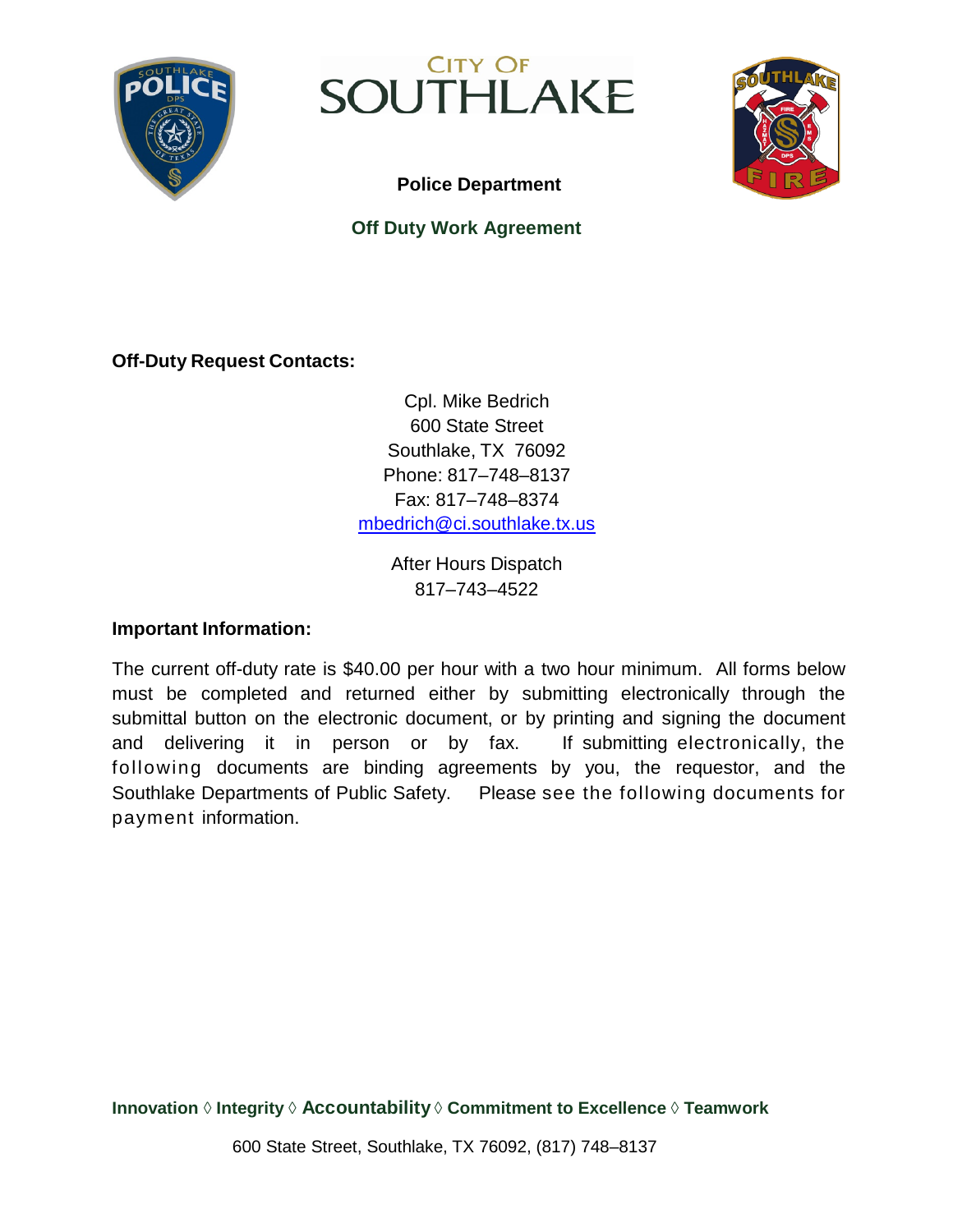# CITY OF SOUTHLAKE

**Police Department**

**Off Duty Work Agreement**

**Off-Duty Request Contacts:**

Cpl. Mike Bedrich
600 State Street
Southlake, TX 76092
Phone: 817–748–8137
Fax: 817–748–8374
mbedrich@ci.southlake.tx.us

After Hours Dispatch
817–743–4522

**Important Information:**

The current off-duty rate is $40.00 per hour with a two hour minimum. All forms below must be completed and returned either by submitting electronically through the submittal button on the electronic document, or by printing and signing the document and delivering it in person or by fax. If submitting electronically, the following documents are binding agreements by you, the requestor, and the Southlake Departments of Public Safety. Please see the following documents for payment information.

**Innovation ◊ Integrity ◊ Accountability ◊ Commitment to Excellence ◊ Teamwork**

600 State Street, Southlake, TX 76092, (817) 748–8137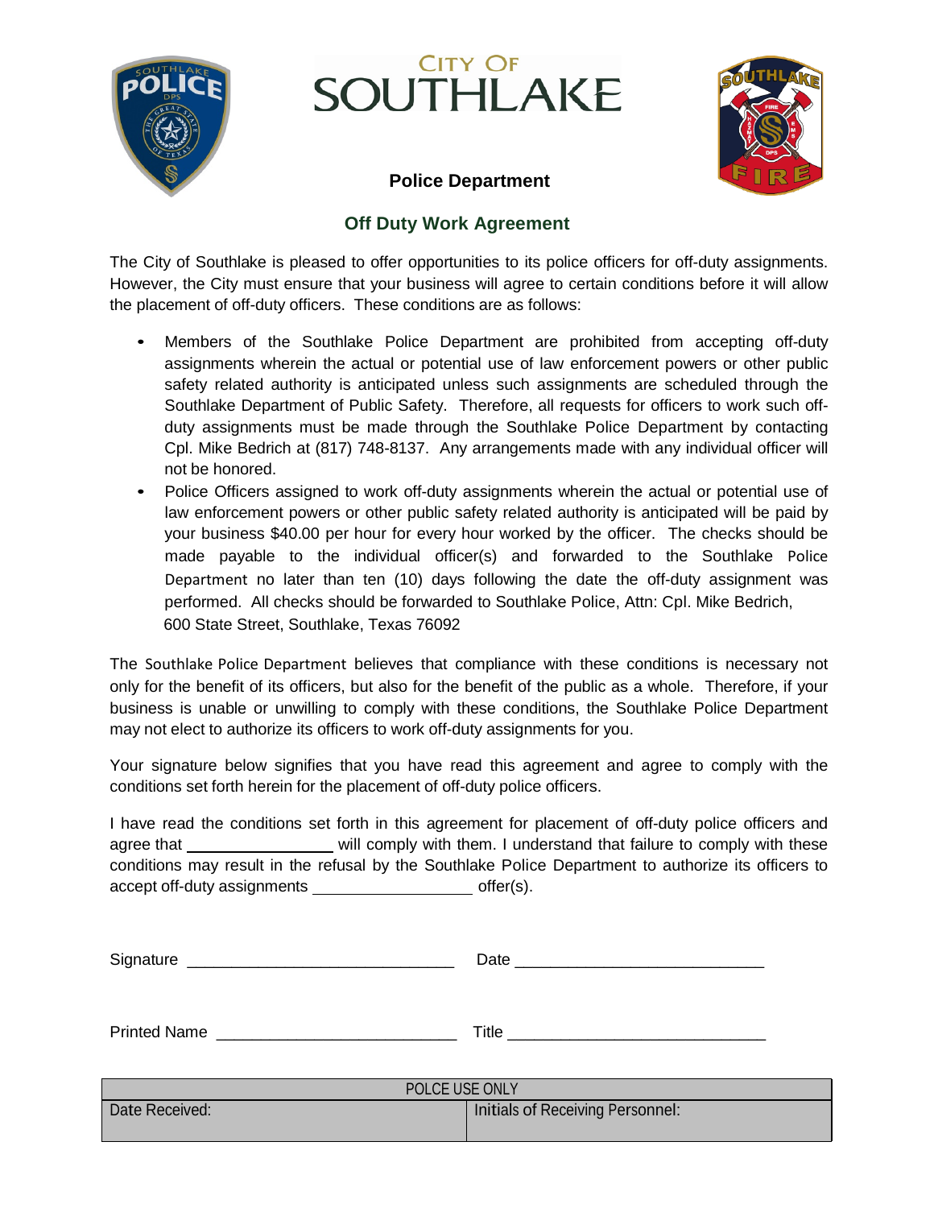# CITY OF SOUTHLAKE

## Police Department

### Off Duty Work Agreement

The City of Southlake is pleased to offer opportunities to its police officers for off-duty assignments. However, the City must ensure that your business will agree to certain conditions before it will allow the placement of off-duty officers. These conditions are as follows:

- Members of the Southlake Police Department are prohibited from accepting off-duty assignments wherein the actual or potential use of law enforcement powers or other public safety related authority is anticipated unless such assignments are scheduled through the Southlake Department of Public Safety. Therefore, all requests for officers to work such off-duty assignments must be made through the Southlake Police Department by contacting Cpl. Mike Bedrich at (817) 748-8137. Any arrangements made with any individual officer will not be honored.
- Police Officers assigned to work off-duty assignments wherein the actual or potential use of law enforcement powers or other public safety related authority is anticipated will be paid by your business $40.00 per hour for every hour worked by the officer. The checks should be made payable to the individual officer(s) and forwarded to the Southlake Police Department no later than ten (10) days following the date the off-duty assignment was performed. All checks should be forwarded to Southlake Police, Attn: Cpl. Mike Bedrich, 600 State Street, Southlake, Texas 76092

The Southlake Police Department believes that compliance with these conditions is necessary not only for the benefit of its officers, but also for the benefit of the public as a whole. Therefore, if your business is unable or unwilling to comply with these conditions, the Southlake Police Department may not elect to authorize its officers to work off-duty assignments for you.

Your signature below signifies that you have read this agreement and agree to comply with the conditions set forth herein for the placement of off-duty police officers.

I have read the conditions set forth in this agreement for placement of off-duty police officers and agree that ________________ will comply with them. I understand that failure to comply with these conditions may result in the refusal by the Southlake Police Department to authorize its officers to accept off-duty assignments ________________ offer(s).

Signature ______________________________ Date ____________________________

Printed Name ___________________________ Title _____________________________

| POLCE USE ONLY | |
|---|---|
| Date Received: | Initials of Receiving Personnel: |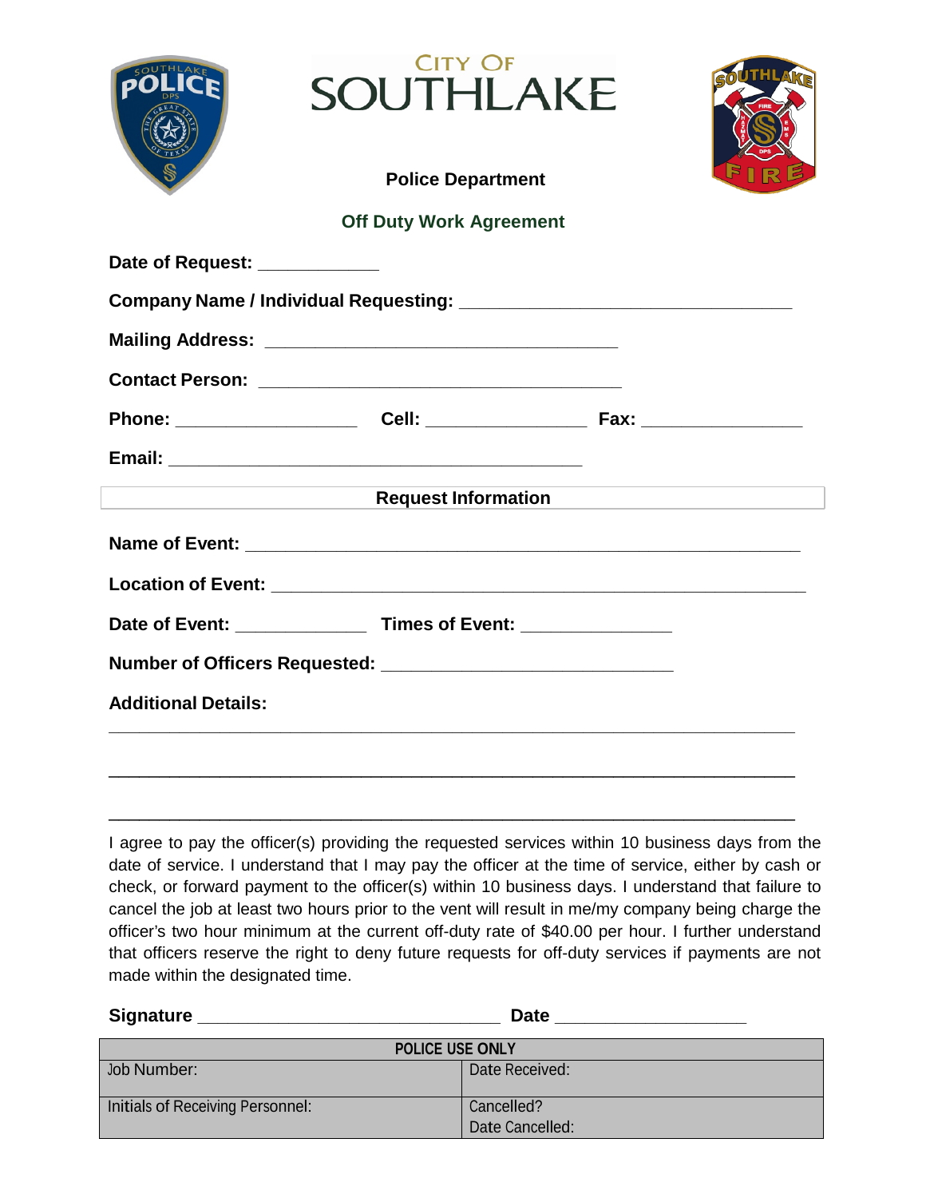# CITY OF SOUTHLAKE

## Police Department

## Off Duty Work Agreement

**Date of Request:** ____________

**Company Name / Individual Requesting:** ________________________________

**Mailing Address:** __________________________________

**Contact Person:** ___________________________________

**Phone:** __________________ **Cell:** ________________ **Fax:** ________________

**Email:** ________________________________________

**Request Information**

**Name of Event:** ______________________________________________________

**Location of Event:** ___________________________________________________

**Date of Event:** _____________ **Times of Event:** ______________

**Number of Officers Requested:** ____________________________

**Additional Details:**

_____________________________________________________________________

_____________________________________________________________________

_____________________________________________________________________

I agree to pay the officer(s) providing the requested services within 10 business days from the date of service. I understand that I may pay the officer at the time of service, either by cash or check, or forward payment to the officer(s) within 10 business days. I understand that failure to cancel the job at least two hours prior to the vent will result in me/my company being charge the officer's two hour minimum at the current off-duty rate of $40.00 per hour. I further understand that officers reserve the right to deny future requests for off-duty services if payments are not made within the designated time.

**Signature** _____________________________ **Date** __________________

| POLICE USE ONLY | |
|---|---|
| Job Number: | Date Received: |
| Initials of Receiving Personnel: | Cancelled?<br>Date Cancelled: |